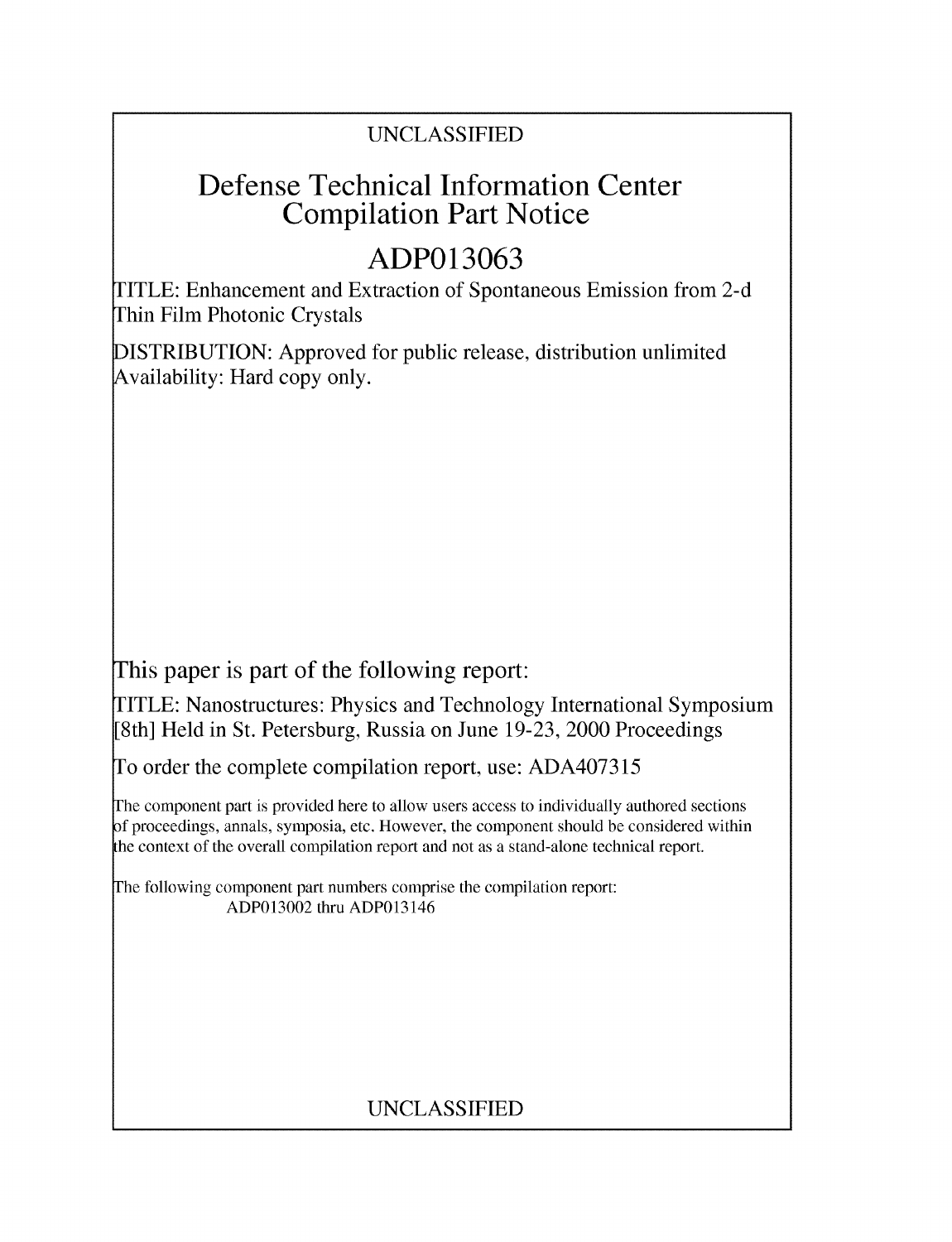UNCLASSIFIED

# Defense Technical Information Center Compilation Part Notice

## ADP013063

TITLE: Enhancement and Extraction of Spontaneous Emission from 2-d Thin Film Photonic Crystals

DISTRIBUTION: Approved for public release, distribution unlimited
Availability: Hard copy only.

This paper is part of the following report:

TITLE: Nanostructures: Physics and Technology International Symposium [8th] Held in St. Petersburg, Russia on June 19-23, 2000 Proceedings

To order the complete compilation report, use: ADA407315

The component part is provided here to allow users access to individually authored sections of proceedings, annals, symposia, etc. However, the component should be considered within the context of the overall compilation report and not as a stand-alone technical report.

The following component part numbers comprise the compilation report:
ADP013002 thru ADP013146

UNCLASSIFIED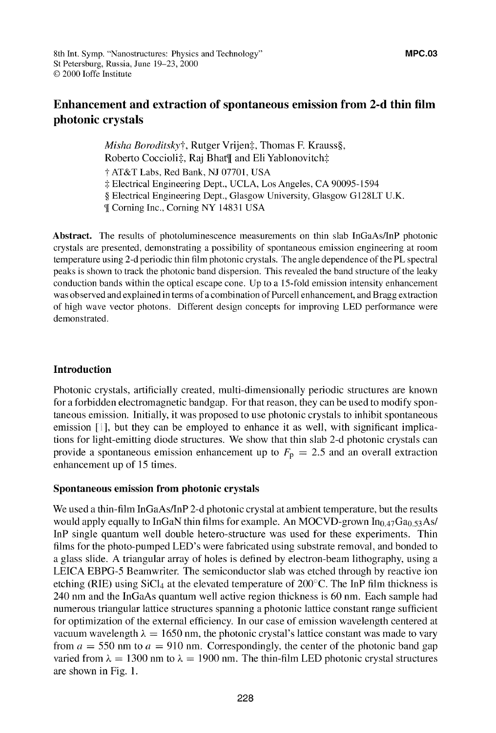# Enhancement and extraction of spontaneous emission from 2-d thin film photonic crystals

*Misha Boroditsky*†, Rutger Vrijen‡, Thomas F. Krauss§, Roberto Coccioli‡, Raj Bhat¶ and Eli Yablonovitch‡

† AT&T Labs, Red Bank, NJ 07701, USA
‡ Electrical Engineering Dept., UCLA, Los Angeles, CA 90095-1594
§ Electrical Engineering Dept., Glasgow University, Glasgow G128LT U.K.
¶ Corning Inc., Corning NY 14831 USA

**Abstract.** The results of photoluminescence measurements on thin slab InGaAs/InP photonic crystals are presented, demonstrating a possibility of spontaneous emission engineering at room temperature using 2-d periodic thin film photonic crystals. The angle dependence of the PL spectral peaks is shown to track the photonic band dispersion. This revealed the band structure of the leaky conduction bands within the optical escape cone. Up to a 15-fold emission intensity enhancement was observed and explained in terms of a combination of Purcell enhancement, and Bragg extraction of high wave vector photons. Different design concepts for improving LED performance were demonstrated.

## Introduction

Photonic crystals, artificially created, multi-dimensionally periodic structures are known for a forbidden electromagnetic bandgap. For that reason, they can be used to modify spontaneous emission. Initially, it was proposed to use photonic crystals to inhibit spontaneous emission [1], but they can be employed to enhance it as well, with significant implications for light-emitting diode structures. We show that thin slab 2-d photonic crystals can provide a spontaneous emission enhancement up to $F_p = 2.5$ and an overall extraction enhancement up of 15 times.

### Spontaneous emission from photonic crystals

We used a thin-film InGaAs/InP 2-d photonic crystal at ambient temperature, but the results would apply equally to InGaN thin films for example. An MOCVD-grown $In_{0.47}Ga_{0.53}As$/InP single quantum well double hetero-structure was used for these experiments. Thin films for the photo-pumped LED's were fabricated using substrate removal, and bonded to a glass slide. A triangular array of holes is defined by electron-beam lithography, using a LEICA EBPG-5 Beamwriter. The semiconductor slab was etched through by reactive ion etching (RIE) using $SiCl_4$ at the elevated temperature of 200°C. The InP film thickness is 240 nm and the InGaAs quantum well active region thickness is 60 nm. Each sample had numerous triangular lattice structures spanning a photonic lattice constant range sufficient for optimization of the external efficiency. In our case of emission wavelength centered at vacuum wavelength $\lambda = 1650$ nm, the photonic crystal's lattice constant was made to vary from $a = 550$ nm to $a = 910$ nm. Correspondingly, the center of the photonic band gap varied from $\lambda = 1300$ nm to $\lambda = 1900$ nm. The thin-film LED photonic crystal structures are shown in Fig. 1.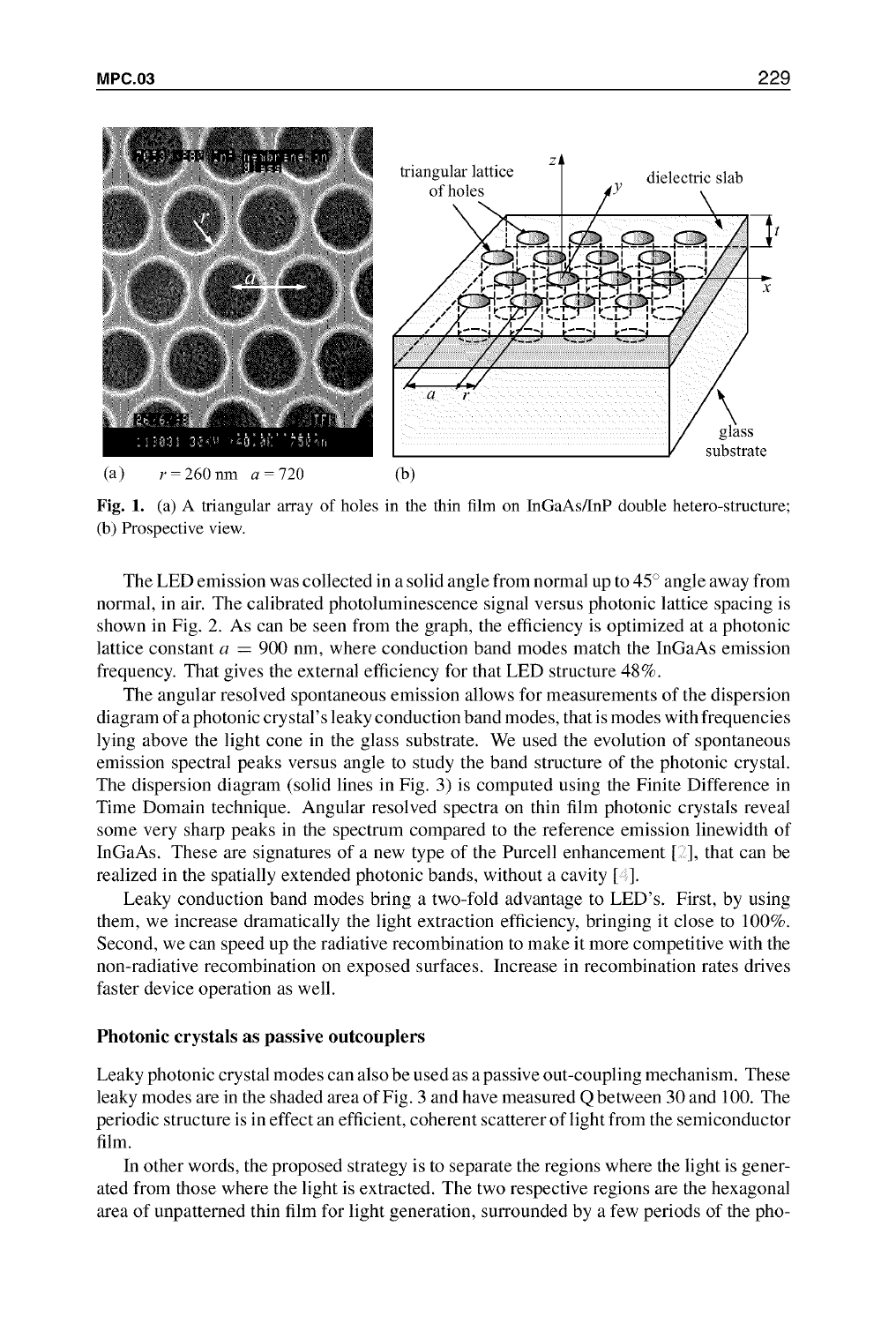(a) $r = 260$ nm $a = 720$ (b)

**Fig. 1.** (a) A triangular array of holes in the thin film on InGaAs/InP double hetero-structure; (b) Prospective view.

The LED emission was collected in a solid angle from normal up to 45° angle away from normal, in air. The calibrated photoluminescence signal versus photonic lattice spacing is shown in Fig. 2. As can be seen from the graph, the efficiency is optimized at a photonic lattice constant $a = 900$ nm, where conduction band modes match the InGaAs emission frequency. That gives the external efficiency for that LED structure 48%.

The angular resolved spontaneous emission allows for measurements of the dispersion diagram of a photonic crystal's leaky conduction band modes, that is modes with frequencies lying above the light cone in the glass substrate. We used the evolution of spontaneous emission spectral peaks versus angle to study the band structure of the photonic crystal. The dispersion diagram (solid lines in Fig. 3) is computed using the Finite Difference in Time Domain technique. Angular resolved spectra on thin film photonic crystals reveal some very sharp peaks in the spectrum compared to the reference emission linewidth of InGaAs. These are signatures of a new type of the Purcell enhancement [2], that can be realized in the spatially extended photonic bands, without a cavity [4].

Leaky conduction band modes bring a two-fold advantage to LED's. First, by using them, we increase dramatically the light extraction efficiency, bringing it close to 100%. Second, we can speed up the radiative recombination to make it more competitive with the non-radiative recombination on exposed surfaces. Increase in recombination rates drives faster device operation as well.

### Photonic crystals as passive outcouplers

Leaky photonic crystal modes can also be used as a passive out-coupling mechanism. These leaky modes are in the shaded area of Fig. 3 and have measured Q between 30 and 100. The periodic structure is in effect an efficient, coherent scatterer of light from the semiconductor film.

In other words, the proposed strategy is to separate the regions where the light is generated from those where the light is extracted. The two respective regions are the hexagonal area of unpatterned thin film for light generation, surrounded by a few periods of the pho-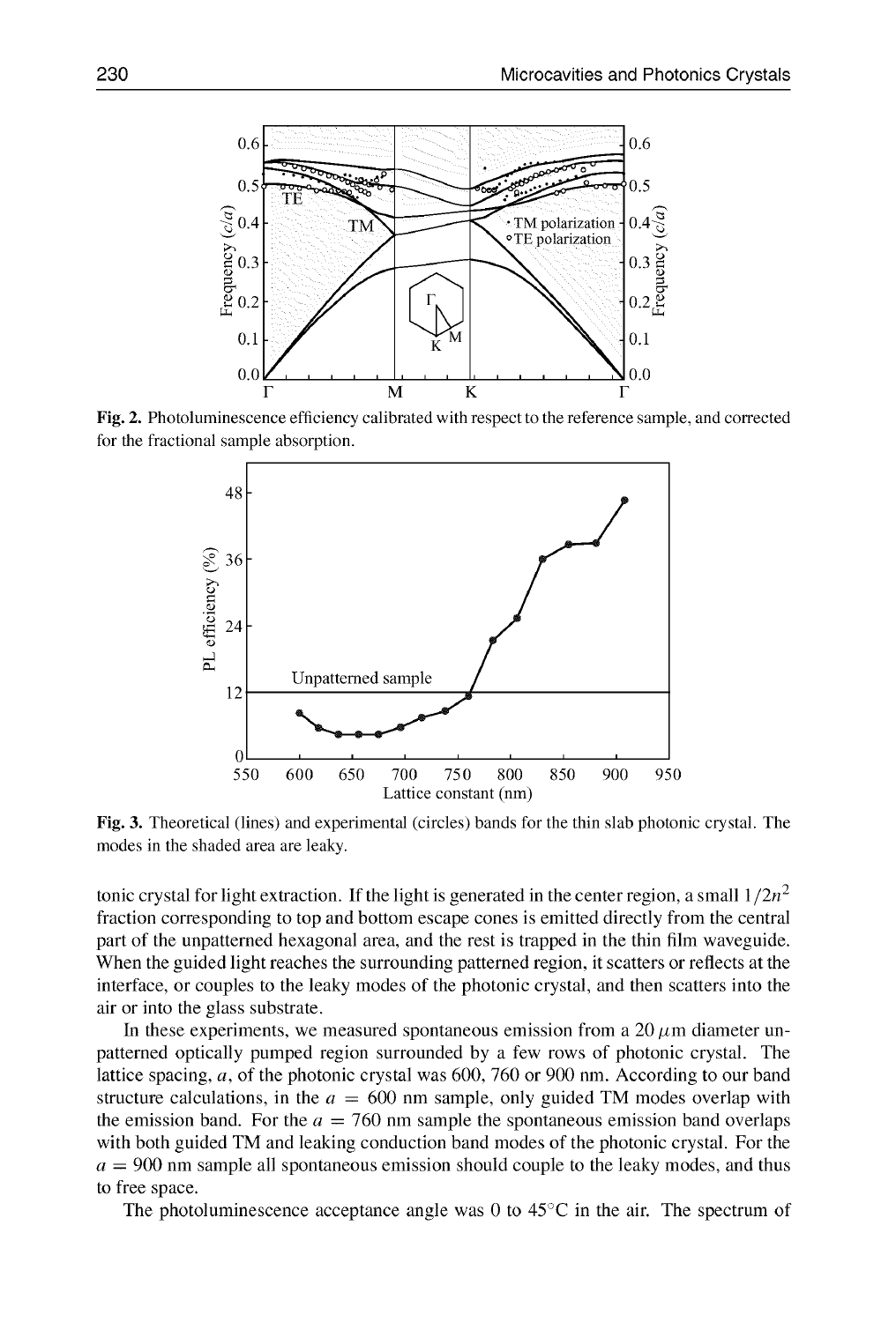**Fig. 2.** Photoluminescence efficiency calibrated with respect to the reference sample, and corrected for the fractional sample absorption.

**Fig. 3.** Theoretical (lines) and experimental (circles) bands for the thin slab photonic crystal. The modes in the shaded area are leaky.

tonic crystal for light extraction. If the light is generated in the center region, a small $1/2n^2$ fraction corresponding to top and bottom escape cones is emitted directly from the central part of the unpatterned hexagonal area, and the rest is trapped in the thin film waveguide. When the guided light reaches the surrounding patterned region, it scatters or reflects at the interface, or couples to the leaky modes of the photonic crystal, and then scatters into the air or into the glass substrate.

In these experiments, we measured spontaneous emission from a 20 $\mu$m diameter unpatterned optically pumped region surrounded by a few rows of photonic crystal. The lattice spacing, $a$, of the photonic crystal was 600, 760 or 900 nm. According to our band structure calculations, in the $a = 600$ nm sample, only guided TM modes overlap with the emission band. For the $a = 760$ nm sample the spontaneous emission band overlaps with both guided TM and leaking conduction band modes of the photonic crystal. For the $a = 900$ nm sample all spontaneous emission should couple to the leaky modes, and thus to free space.

The photoluminescence acceptance angle was 0 to 45°C in the air. The spectrum of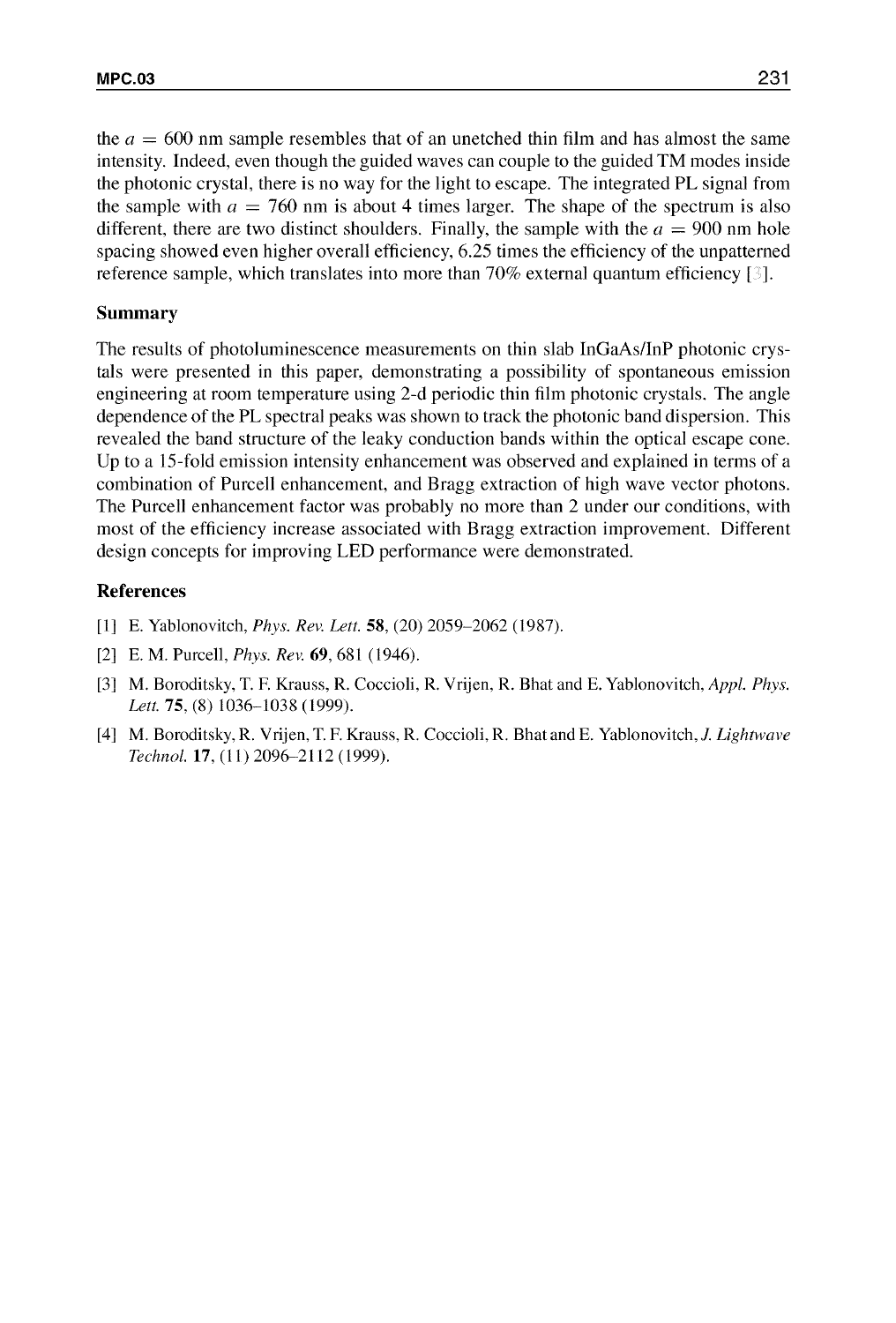the $a = 600$ nm sample resembles that of an unetched thin film and has almost the same intensity. Indeed, even though the guided waves can couple to the guided TM modes inside the photonic crystal, there is no way for the light to escape. The integrated PL signal from the sample with $a = 760$ nm is about 4 times larger. The shape of the spectrum is also different, there are two distinct shoulders. Finally, the sample with the $a = 900$ nm hole spacing showed even higher overall efficiency, 6.25 times the efficiency of the unpatterned reference sample, which translates into more than 70% external quantum efficiency [3].

## Summary

The results of photoluminescence measurements on thin slab InGaAs/InP photonic crystals were presented in this paper, demonstrating a possibility of spontaneous emission engineering at room temperature using 2-d periodic thin film photonic crystals. The angle dependence of the PL spectral peaks was shown to track the photonic band dispersion. This revealed the band structure of the leaky conduction bands within the optical escape cone. Up to a 15-fold emission intensity enhancement was observed and explained in terms of a combination of Purcell enhancement, and Bragg extraction of high wave vector photons. The Purcell enhancement factor was probably no more than 2 under our conditions, with most of the efficiency increase associated with Bragg extraction improvement. Different design concepts for improving LED performance were demonstrated.

## References

[1] E. Yablonovitch, *Phys. Rev. Lett.* **58**, (20) 2059–2062 (1987).

[2] E. M. Purcell, *Phys. Rev.* **69**, 681 (1946).

[3] M. Boroditsky, T. F. Krauss, R. Coccioli, R. Vrijen, R. Bhat and E. Yablonovitch, *Appl. Phys. Lett.* **75**, (8) 1036–1038 (1999).

[4] M. Boroditsky, R. Vrijen, T. F. Krauss, R. Coccioli, R. Bhat and E. Yablonovitch, *J. Lightwave Technol.* **17**, (11) 2096–2112 (1999).